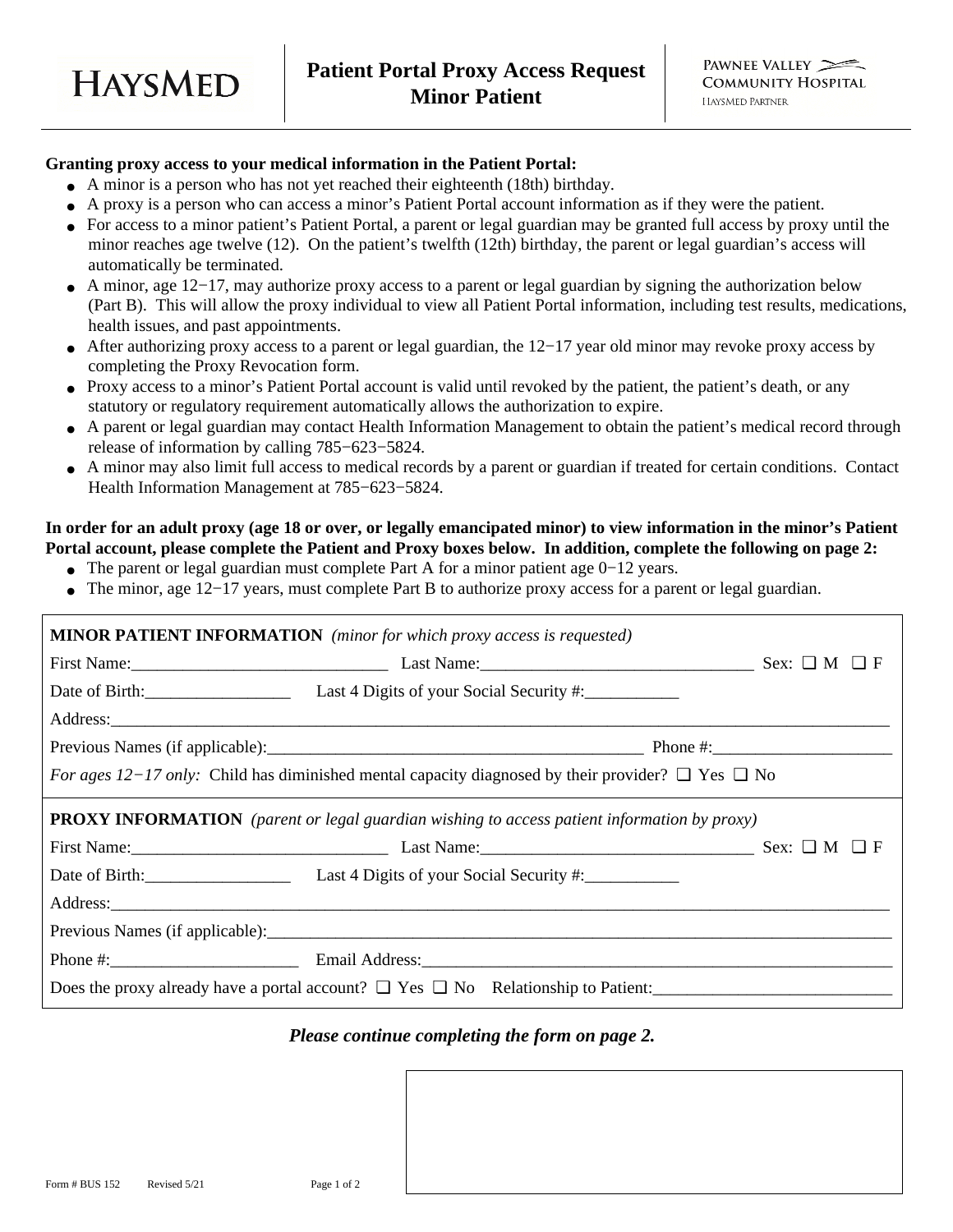HAYSMED

# Patient Portal Proxy Access Request
## Minor Patient

PAWNEE VALLEY COMMUNITY HOSPITAL
HAYSMED PARTNER

**Granting proxy access to your medical information in the Patient Portal:**

- A minor is a person who has not yet reached their eighteenth (18th) birthday.
- A proxy is a person who can access a minor's Patient Portal account information as if they were the patient.
- For access to a minor patient's Patient Portal, a parent or legal guardian may be granted full access by proxy until the minor reaches age twelve (12). On the patient's twelfth (12th) birthday, the parent or legal guardian's access will automatically be terminated.
- A minor, age 12−17, may authorize proxy access to a parent or legal guardian by signing the authorization below (Part B). This will allow the proxy individual to view all Patient Portal information, including test results, medications, health issues, and past appointments.
- After authorizing proxy access to a parent or legal guardian, the 12−17 year old minor may revoke proxy access by completing the Proxy Revocation form.
- Proxy access to a minor's Patient Portal account is valid until revoked by the patient, the patient's death, or any statutory or regulatory requirement automatically allows the authorization to expire.
- A parent or legal guardian may contact Health Information Management to obtain the patient's medical record through release of information by calling 785−623−5824.
- A minor may also limit full access to medical records by a parent or guardian if treated for certain conditions. Contact Health Information Management at 785−623−5824.

**In order for an adult proxy (age 18 or over, or legally emancipated minor) to view information in the minor's Patient Portal account, please complete the Patient and Proxy boxes below. In addition, complete the following on page 2:**

- The parent or legal guardian must complete Part A for a minor patient age 0−12 years.
- The minor, age 12−17 years, must complete Part B to authorize proxy access for a parent or legal guardian.

**MINOR PATIENT INFORMATION** *(minor for which proxy access is requested)*

First Name:______________________________ Last Name:________________________________ Sex: ❑ M ❑ F

Date of Birth:_________________ Last 4 Digits of your Social Security #:___________

Address:______________________________________________________________________________________________

Previous Names (if applicable):____________________________________________ Phone #:_____________________

*For ages 12−17 only:* Child has diminished mental capacity diagnosed by their provider? ❑ Yes ❑ No

**PROXY INFORMATION** *(parent or legal guardian wishing to access patient information by proxy)*

First Name:______________________________ Last Name:________________________________ Sex: ❑ M ❑ F

Date of Birth:_________________ Last 4 Digits of your Social Security #:___________

Address:______________________________________________________________________________________________

Previous Names (if applicable):_____________________________________________________________________________

Phone #:______________________ Email Address:________________________________________________________

Does the proxy already have a portal account? ❑ Yes ❑ No Relationship to Patient:____________________________

***Please continue completing the form on page 2.***

Form # BUS 152 Revised 5/21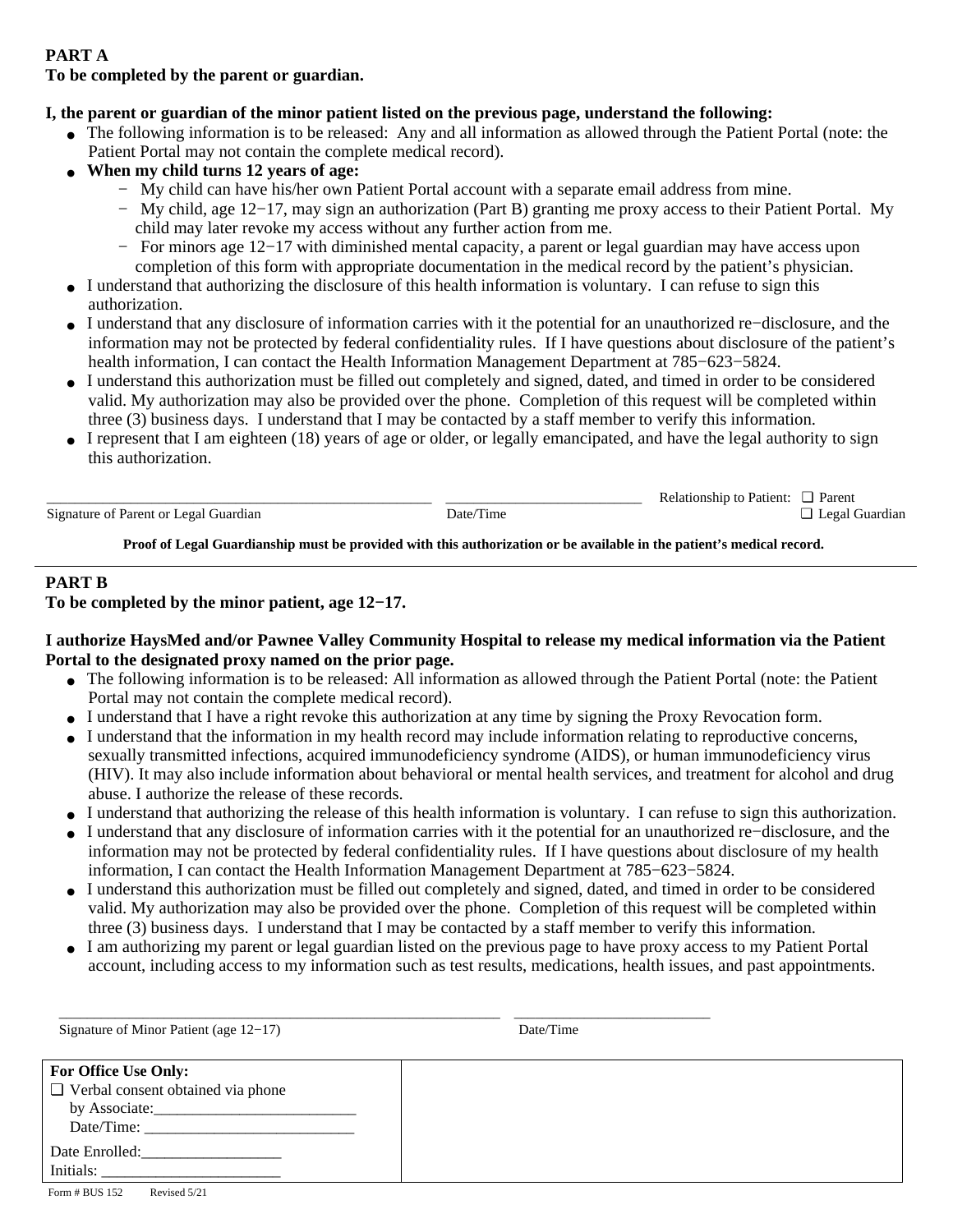**PART A**
**To be completed by the parent or guardian.**

**I, the parent or guardian of the minor patient listed on the previous page, understand the following:**

- The following information is to be released: Any and all information as allowed through the Patient Portal (note: the Patient Portal may not contain the complete medical record).
- **When my child turns 12 years of age:**
  - My child can have his/her own Patient Portal account with a separate email address from mine.
  - My child, age 12−17, may sign an authorization (Part B) granting me proxy access to their Patient Portal. My child may later revoke my access without any further action from me.
  - For minors age 12−17 with diminished mental capacity, a parent or legal guardian may have access upon completion of this form with appropriate documentation in the medical record by the patient's physician.
- I understand that authorizing the disclosure of this health information is voluntary. I can refuse to sign this authorization.
- I understand that any disclosure of information carries with it the potential for an unauthorized re−disclosure, and the information may not be protected by federal confidentiality rules. If I have questions about disclosure of the patient's health information, I can contact the Health Information Management Department at 785−623−5824.
- I understand this authorization must be filled out completely and signed, dated, and timed in order to be considered valid. My authorization may also be provided over the phone. Completion of this request will be completed within three (3) business days. I understand that I may be contacted by a staff member to verify this information.
- I represent that I am eighteen (18) years of age or older, or legally emancipated, and have the legal authority to sign this authorization.

_____________________________________________ ________________________ Relationship to Patient: ❑ Parent
Signature of Parent or Legal Guardian Date/Time ❑ Legal Guardian

**Proof of Legal Guardianship must be provided with this authorization or be available in the patient's medical record.**

---

**PART B**
**To be completed by the minor patient, age 12−17.**

**I authorize HaysMed and/or Pawnee Valley Community Hospital to release my medical information via the Patient Portal to the designated proxy named on the prior page.**

- The following information is to be released: All information as allowed through the Patient Portal (note: the Patient Portal may not contain the complete medical record).
- I understand that I have a right revoke this authorization at any time by signing the Proxy Revocation form.
- I understand that the information in my health record may include information relating to reproductive concerns, sexually transmitted infections, acquired immunodeficiency syndrome (AIDS), or human immunodeficiency virus (HIV). It may also include information about behavioral or mental health services, and treatment for alcohol and drug abuse. I authorize the release of these records.
- I understand that authorizing the release of this health information is voluntary. I can refuse to sign this authorization.
- I understand that any disclosure of information carries with it the potential for an unauthorized re−disclosure, and the information may not be protected by federal confidentiality rules. If I have questions about disclosure of my health information, I can contact the Health Information Management Department at 785−623−5824.
- I understand this authorization must be filled out completely and signed, dated, and timed in order to be considered valid. My authorization may also be provided over the phone. Completion of this request will be completed within three (3) business days. I understand that I may be contacted by a staff member to verify this information.
- I am authorizing my parent or legal guardian listed on the previous page to have proxy access to my Patient Portal account, including access to my information such as test results, medications, health issues, and past appointments.

_____________________________________________ ________________________
Signature of Minor Patient (age 12−17) Date/Time

| | |
|---|---|
| **For Office Use Only:**<br>❑ Verbal consent obtained via phone<br>by Associate:________________________<br>Date/Time: ________________________<br>Date Enrolled:________________<br>Initials: ____________________ | |

Form # BUS 152 Revised 5/21